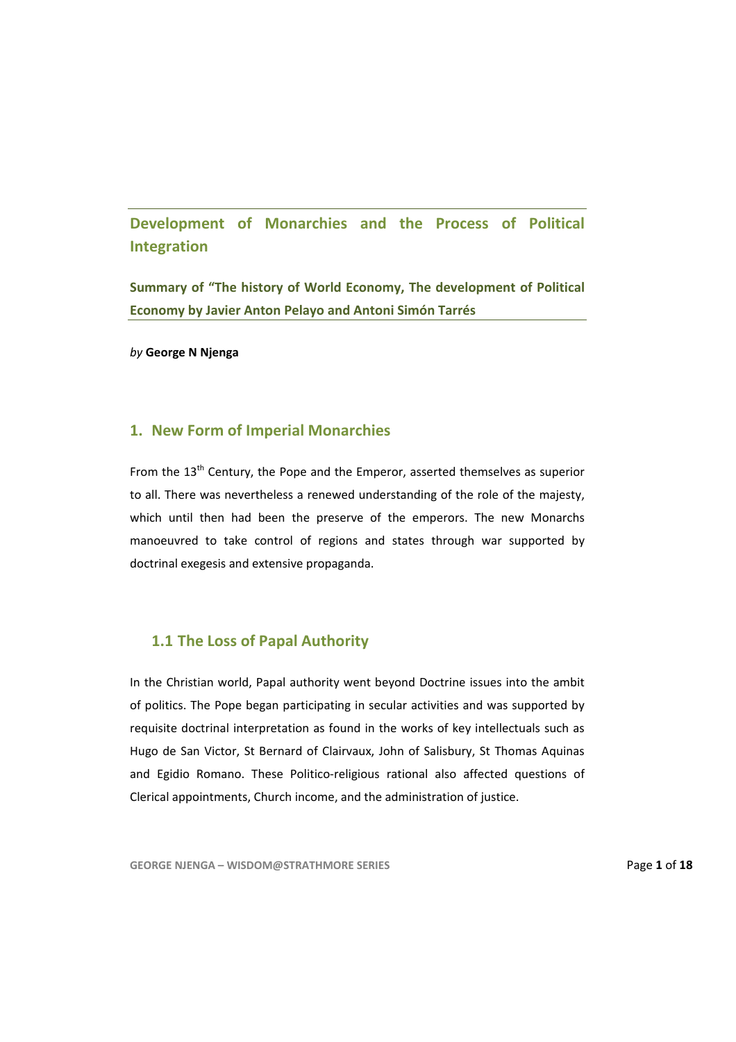# Development of Monarchies and the Process of Political Integration

**Summary of "The history of World Economy, The development of Political Economy by Javier Anton Pelayo and Antoni Simón Tarrés**

*by* **George N Njenga**

## 1. New Form of Imperial Monarchies

From the 13th Century, the Pope and the Emperor, asserted themselves as superior to all. There was nevertheless a renewed understanding of the role of the majesty, which until then had been the preserve of the emperors. The new Monarchs manoeuvred to take control of regions and states through war supported by doctrinal exegesis and extensive propaganda.

### 1.1 The Loss of Papal Authority

In the Christian world, Papal authority went beyond Doctrine issues into the ambit of politics. The Pope began participating in secular activities and was supported by requisite doctrinal interpretation as found in the works of key intellectuals such as Hugo de San Victor, St Bernard of Clairvaux, John of Salisbury, St Thomas Aquinas and Egidio Romano. These Politico-religious rational also affected questions of Clerical appointments, Church income, and the administration of justice.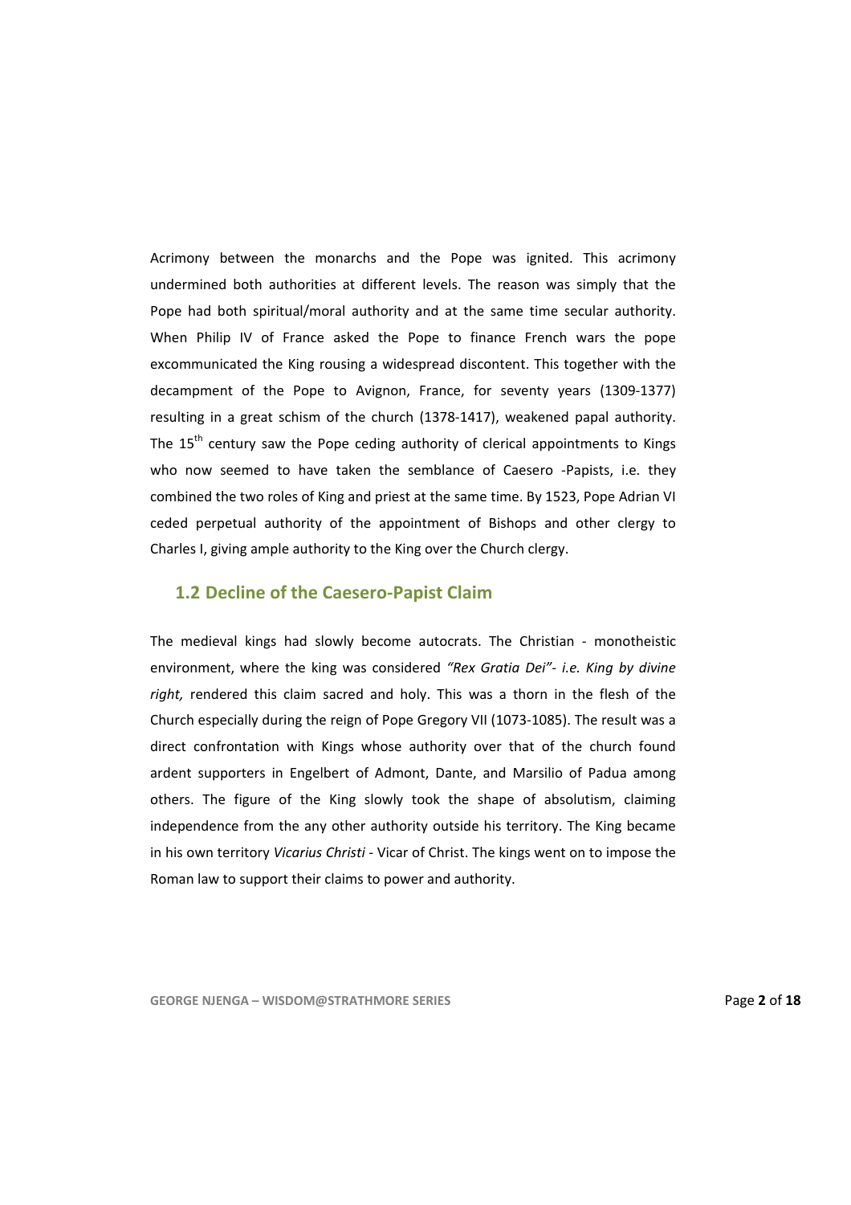Acrimony between the monarchs and the Pope was ignited. This acrimony undermined both authorities at different levels. The reason was simply that the Pope had both spiritual/moral authority and at the same time secular authority. When Philip IV of France asked the Pope to finance French wars the pope excommunicated the King rousing a widespread discontent. This together with the decampment of the Pope to Avignon, France, for seventy years (1309-1377) resulting in a great schism of the church (1378-1417), weakened papal authority. The 15th century saw the Pope ceding authority of clerical appointments to Kings who now seemed to have taken the semblance of Caesero -Papists, i.e. they combined the two roles of King and priest at the same time. By 1523, Pope Adrian VI ceded perpetual authority of the appointment of Bishops and other clergy to Charles I, giving ample authority to the King over the Church clergy.

## 1.2 Decline of the Caesero-Papist Claim

The medieval kings had slowly become autocrats. The Christian - monotheistic environment, where the king was considered *"Rex Gratia Dei"- i.e. King by divine right,* rendered this claim sacred and holy. This was a thorn in the flesh of the Church especially during the reign of Pope Gregory VII (1073-1085). The result was a direct confrontation with Kings whose authority over that of the church found ardent supporters in Engelbert of Admont, Dante, and Marsilio of Padua among others. The figure of the King slowly took the shape of absolutism, claiming independence from the any other authority outside his territory. The King became in his own territory *Vicarius Christi* - Vicar of Christ. The kings went on to impose the Roman law to support their claims to power and authority.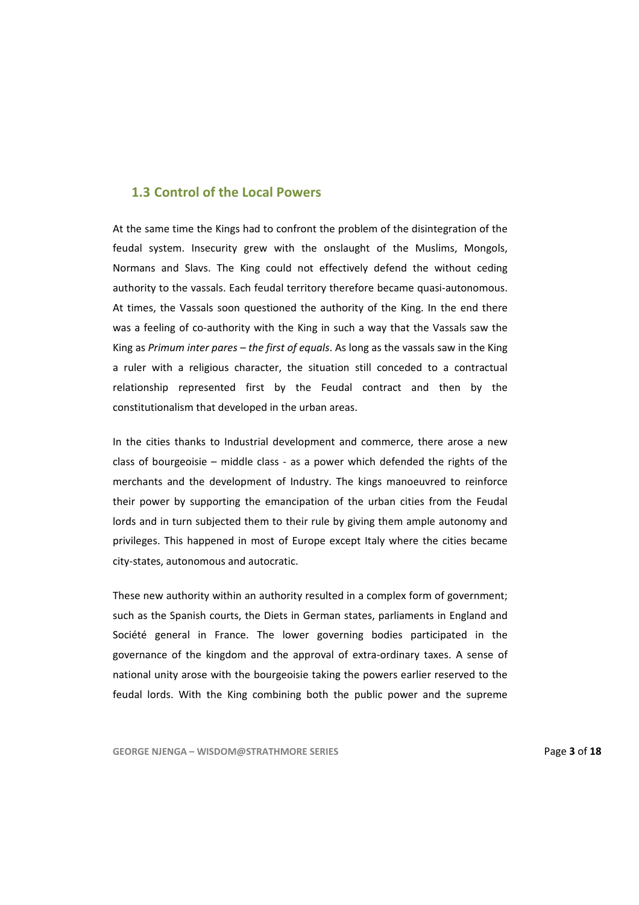## 1.3 Control of the Local Powers

At the same time the Kings had to confront the problem of the disintegration of the feudal system. Insecurity grew with the onslaught of the Muslims, Mongols, Normans and Slavs. The King could not effectively defend the without ceding authority to the vassals. Each feudal territory therefore became quasi-autonomous. At times, the Vassals soon questioned the authority of the King. In the end there was a feeling of co-authority with the King in such a way that the Vassals saw the King as *Primum inter pares – the first of equals*. As long as the vassals saw in the King a ruler with a religious character, the situation still conceded to a contractual relationship represented first by the Feudal contract and then by the constitutionalism that developed in the urban areas.

In the cities thanks to Industrial development and commerce, there arose a new class of bourgeoisie – middle class - as a power which defended the rights of the merchants and the development of Industry. The kings manoeuvred to reinforce their power by supporting the emancipation of the urban cities from the Feudal lords and in turn subjected them to their rule by giving them ample autonomy and privileges. This happened in most of Europe except Italy where the cities became city-states, autonomous and autocratic.

These new authority within an authority resulted in a complex form of government; such as the Spanish courts, the Diets in German states, parliaments in England and Société general in France. The lower governing bodies participated in the governance of the kingdom and the approval of extra-ordinary taxes. A sense of national unity arose with the bourgeoisie taking the powers earlier reserved to the feudal lords. With the King combining both the public power and the supreme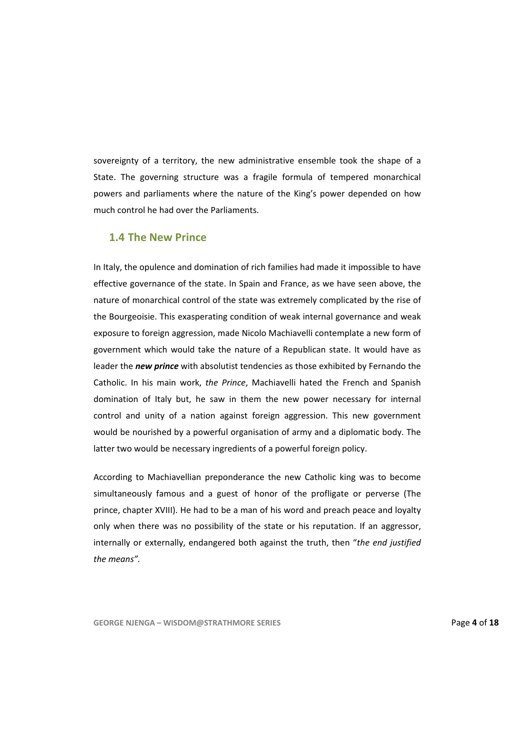sovereignty of a territory, the new administrative ensemble took the shape of a State. The governing structure was a fragile formula of tempered monarchical powers and parliaments where the nature of the King's power depended on how much control he had over the Parliaments.

## 1.4 The New Prince

In Italy, the opulence and domination of rich families had made it impossible to have effective governance of the state. In Spain and France, as we have seen above, the nature of monarchical control of the state was extremely complicated by the rise of the Bourgeoisie. This exasperating condition of weak internal governance and weak exposure to foreign aggression, made Nicolo Machiavelli contemplate a new form of government which would take the nature of a Republican state. It would have as leader the ***new prince*** with absolutist tendencies as those exhibited by Fernando the Catholic. In his main work, *the Prince*, Machiavelli hated the French and Spanish domination of Italy but, he saw in them the new power necessary for internal control and unity of a nation against foreign aggression. This new government would be nourished by a powerful organisation of army and a diplomatic body. The latter two would be necessary ingredients of a powerful foreign policy.

According to Machiavellian preponderance the new Catholic king was to become simultaneously famous and a guest of honor of the profligate or perverse (The prince, chapter XVIII). He had to be a man of his word and preach peace and loyalty only when there was no possibility of the state or his reputation. If an aggressor, internally or externally, endangered both against the truth, then "*the end justified the means".*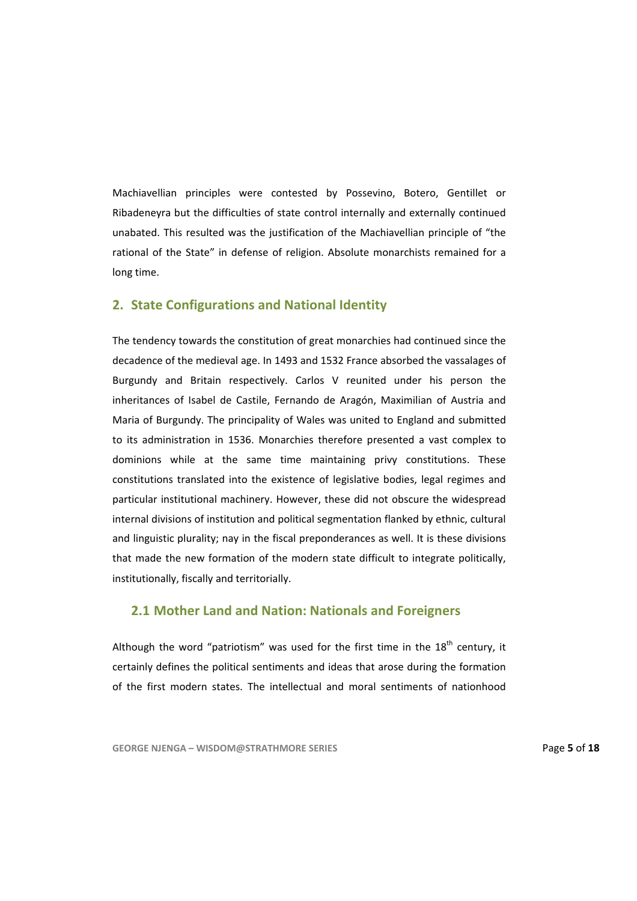Machiavellian principles were contested by Possevino, Botero, Gentillet or Ribadeneyra but the difficulties of state control internally and externally continued unabated. This resulted was the justification of the Machiavellian principle of "the rational of the State" in defense of religion. Absolute monarchists remained for a long time.

## 2. State Configurations and National Identity

The tendency towards the constitution of great monarchies had continued since the decadence of the medieval age. In 1493 and 1532 France absorbed the vassalages of Burgundy and Britain respectively. Carlos V reunited under his person the inheritances of Isabel de Castile, Fernando de Aragón, Maximilian of Austria and Maria of Burgundy. The principality of Wales was united to England and submitted to its administration in 1536. Monarchies therefore presented a vast complex to dominions while at the same time maintaining privy constitutions. These constitutions translated into the existence of legislative bodies, legal regimes and particular institutional machinery. However, these did not obscure the widespread internal divisions of institution and political segmentation flanked by ethnic, cultural and linguistic plurality; nay in the fiscal preponderances as well. It is these divisions that made the new formation of the modern state difficult to integrate politically, institutionally, fiscally and territorially.

### 2.1 Mother Land and Nation: Nationals and Foreigners

Although the word "patriotism" was used for the first time in the 18th century, it certainly defines the political sentiments and ideas that arose during the formation of the first modern states. The intellectual and moral sentiments of nationhood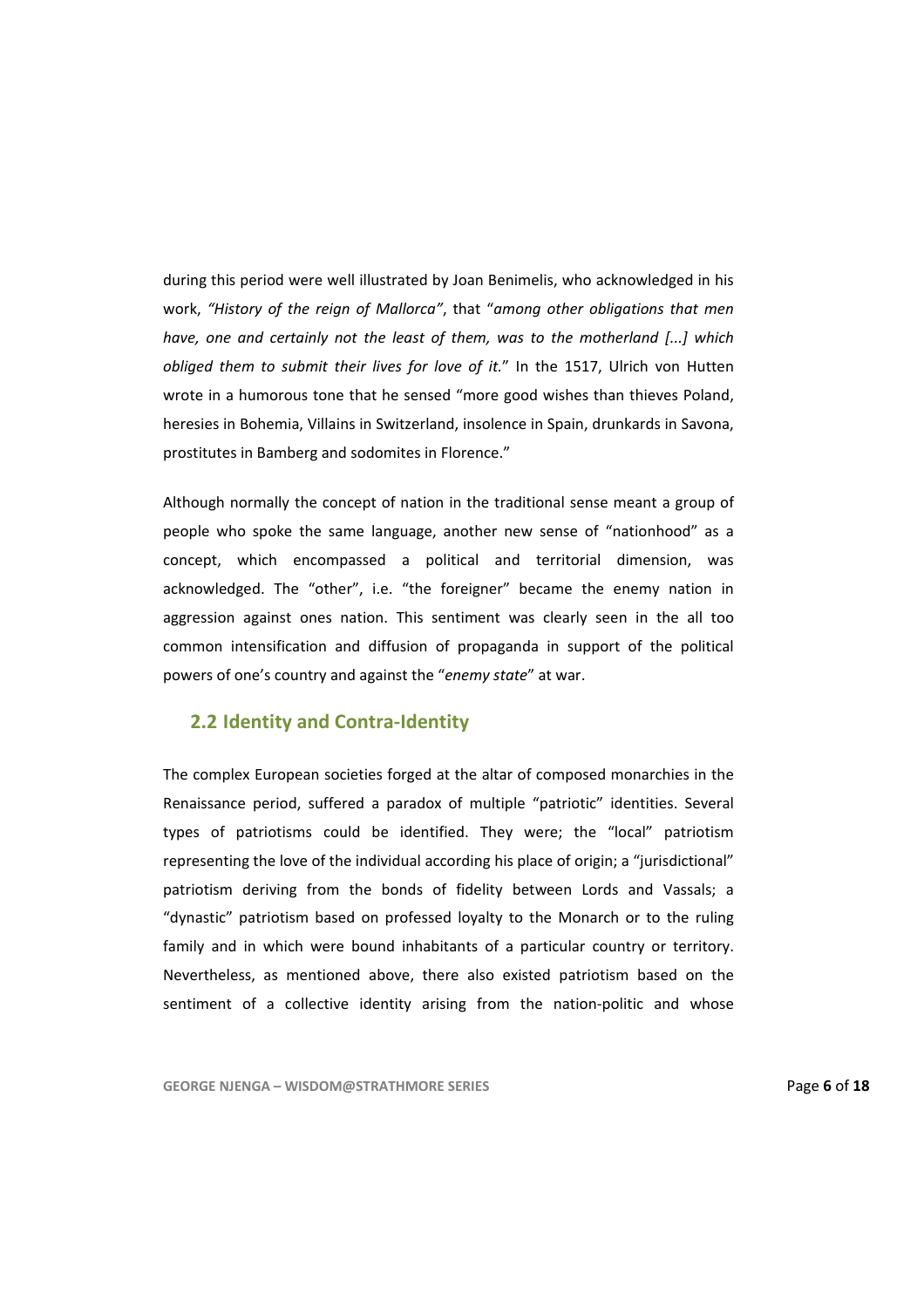during this period were well illustrated by Joan Benimelis, who acknowledged in his work, *"History of the reign of Mallorca"*, that "*among other obligations that men have, one and certainly not the least of them, was to the motherland [...] which obliged them to submit their lives for love of it.*" In the 1517, Ulrich von Hutten wrote in a humorous tone that he sensed "more good wishes than thieves Poland, heresies in Bohemia, Villains in Switzerland, insolence in Spain, drunkards in Savona, prostitutes in Bamberg and sodomites in Florence."

Although normally the concept of nation in the traditional sense meant a group of people who spoke the same language, another new sense of "nationhood" as a concept, which encompassed a political and territorial dimension, was acknowledged. The "other", i.e. "the foreigner" became the enemy nation in aggression against ones nation. This sentiment was clearly seen in the all too common intensification and diffusion of propaganda in support of the political powers of one's country and against the "*enemy state*" at war.

## 2.2 Identity and Contra-Identity

The complex European societies forged at the altar of composed monarchies in the Renaissance period, suffered a paradox of multiple "patriotic" identities. Several types of patriotisms could be identified. They were; the "local" patriotism representing the love of the individual according his place of origin; a "jurisdictional" patriotism deriving from the bonds of fidelity between Lords and Vassals; a "dynastic" patriotism based on professed loyalty to the Monarch or to the ruling family and in which were bound inhabitants of a particular country or territory. Nevertheless, as mentioned above, there also existed patriotism based on the sentiment of a collective identity arising from the nation-politic and whose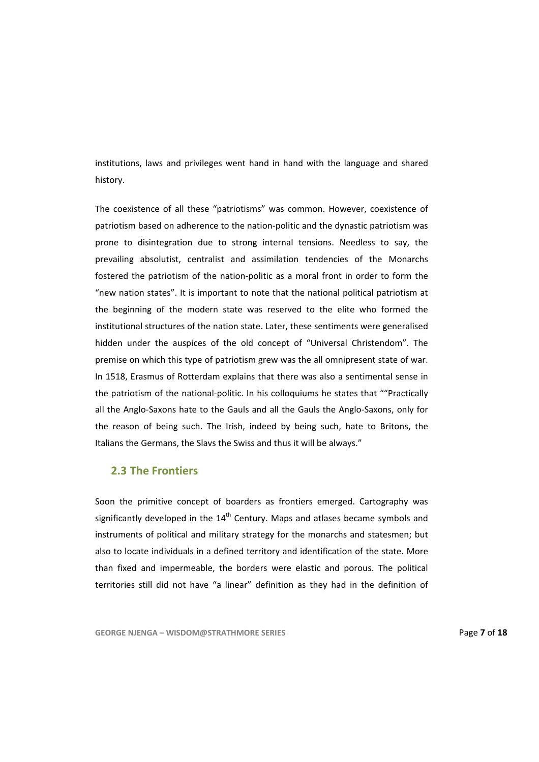institutions, laws and privileges went hand in hand with the language and shared history.

The coexistence of all these "patriotisms" was common. However, coexistence of patriotism based on adherence to the nation-politic and the dynastic patriotism was prone to disintegration due to strong internal tensions. Needless to say, the prevailing absolutist, centralist and assimilation tendencies of the Monarchs fostered the patriotism of the nation-politic as a moral front in order to form the "new nation states". It is important to note that the national political patriotism at the beginning of the modern state was reserved to the elite who formed the institutional structures of the nation state. Later, these sentiments were generalised hidden under the auspices of the old concept of "Universal Christendom". The premise on which this type of patriotism grew was the all omnipresent state of war. In 1518, Erasmus of Rotterdam explains that there was also a sentimental sense in the patriotism of the national-politic. In his colloquiums he states that ""Practically all the Anglo-Saxons hate to the Gauls and all the Gauls the Anglo-Saxons, only for the reason of being such. The Irish, indeed by being such, hate to Britons, the Italians the Germans, the Slavs the Swiss and thus it will be always."

## 2.3 The Frontiers

Soon the primitive concept of boarders as frontiers emerged. Cartography was significantly developed in the 14th Century. Maps and atlases became symbols and instruments of political and military strategy for the monarchs and statesmen; but also to locate individuals in a defined territory and identification of the state. More than fixed and impermeable, the borders were elastic and porous. The political territories still did not have "a linear" definition as they had in the definition of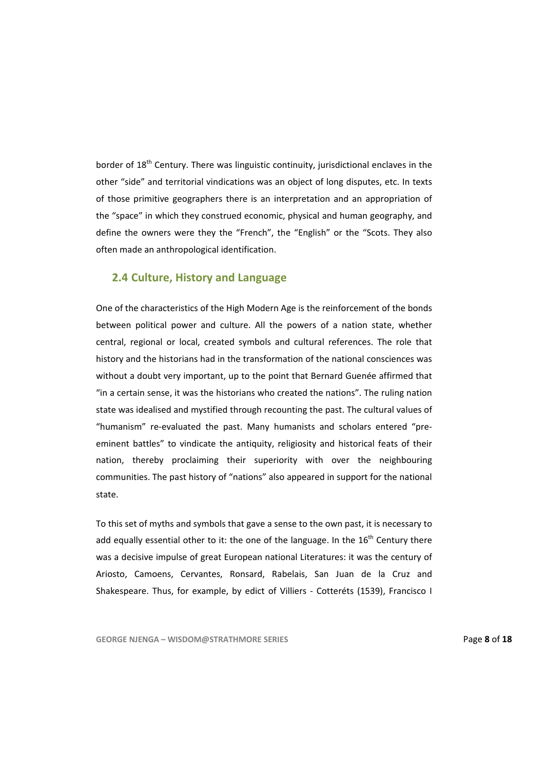border of 18th Century. There was linguistic continuity, jurisdictional enclaves in the other "side" and territorial vindications was an object of long disputes, etc. In texts of those primitive geographers there is an interpretation and an appropriation of the "space" in which they construed economic, physical and human geography, and define the owners were they the "French", the "English" or the "Scots. They also often made an anthropological identification.

## 2.4 Culture, History and Language

One of the characteristics of the High Modern Age is the reinforcement of the bonds between political power and culture. All the powers of a nation state, whether central, regional or local, created symbols and cultural references. The role that history and the historians had in the transformation of the national consciences was without a doubt very important, up to the point that Bernard Guenée affirmed that "in a certain sense, it was the historians who created the nations". The ruling nation state was idealised and mystified through recounting the past. The cultural values of "humanism" re-evaluated the past. Many humanists and scholars entered "pre-eminent battles" to vindicate the antiquity, religiosity and historical feats of their nation, thereby proclaiming their superiority with over the neighbouring communities. The past history of "nations" also appeared in support for the national state.

To this set of myths and symbols that gave a sense to the own past, it is necessary to add equally essential other to it: the one of the language. In the 16th Century there was a decisive impulse of great European national Literatures: it was the century of Ariosto, Camoens, Cervantes, Ronsard, Rabelais, San Juan de la Cruz and Shakespeare. Thus, for example, by edict of Villiers - Cotteréts (1539), Francisco I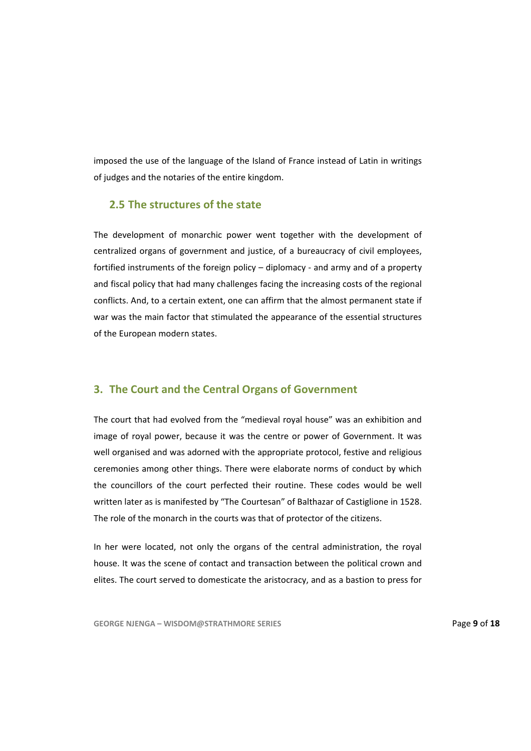imposed the use of the language of the Island of France instead of Latin in writings of judges and the notaries of the entire kingdom.

### 2.5 The structures of the state

The development of monarchic power went together with the development of centralized organs of government and justice, of a bureaucracy of civil employees, fortified instruments of the foreign policy – diplomacy - and army and of a property and fiscal policy that had many challenges facing the increasing costs of the regional conflicts. And, to a certain extent, one can affirm that the almost permanent state if war was the main factor that stimulated the appearance of the essential structures of the European modern states.

## 3. The Court and the Central Organs of Government

The court that had evolved from the "medieval royal house" was an exhibition and image of royal power, because it was the centre or power of Government. It was well organised and was adorned with the appropriate protocol, festive and religious ceremonies among other things. There were elaborate norms of conduct by which the councillors of the court perfected their routine. These codes would be well written later as is manifested by "The Courtesan" of Balthazar of Castiglione in 1528. The role of the monarch in the courts was that of protector of the citizens.

In her were located, not only the organs of the central administration, the royal house. It was the scene of contact and transaction between the political crown and elites. The court served to domesticate the aristocracy, and as a bastion to press for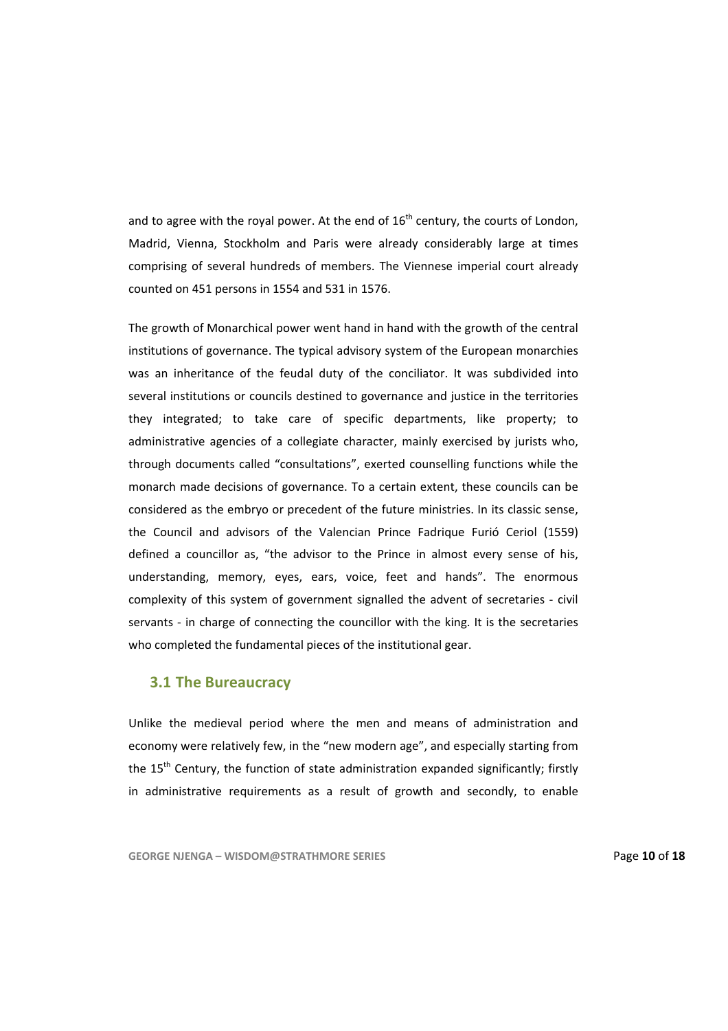and to agree with the royal power. At the end of 16th century, the courts of London, Madrid, Vienna, Stockholm and Paris were already considerably large at times comprising of several hundreds of members. The Viennese imperial court already counted on 451 persons in 1554 and 531 in 1576.

The growth of Monarchical power went hand in hand with the growth of the central institutions of governance. The typical advisory system of the European monarchies was an inheritance of the feudal duty of the conciliator. It was subdivided into several institutions or councils destined to governance and justice in the territories they integrated; to take care of specific departments, like property; to administrative agencies of a collegiate character, mainly exercised by jurists who, through documents called "consultations", exerted counselling functions while the monarch made decisions of governance. To a certain extent, these councils can be considered as the embryo or precedent of the future ministries. In its classic sense, the Council and advisors of the Valencian Prince Fadrique Furió Ceriol (1559) defined a councillor as, "the advisor to the Prince in almost every sense of his, understanding, memory, eyes, ears, voice, feet and hands". The enormous complexity of this system of government signalled the advent of secretaries - civil servants - in charge of connecting the councillor with the king. It is the secretaries who completed the fundamental pieces of the institutional gear.

### 3.1 The Bureaucracy

Unlike the medieval period where the men and means of administration and economy were relatively few, in the "new modern age", and especially starting from the 15th Century, the function of state administration expanded significantly; firstly in administrative requirements as a result of growth and secondly, to enable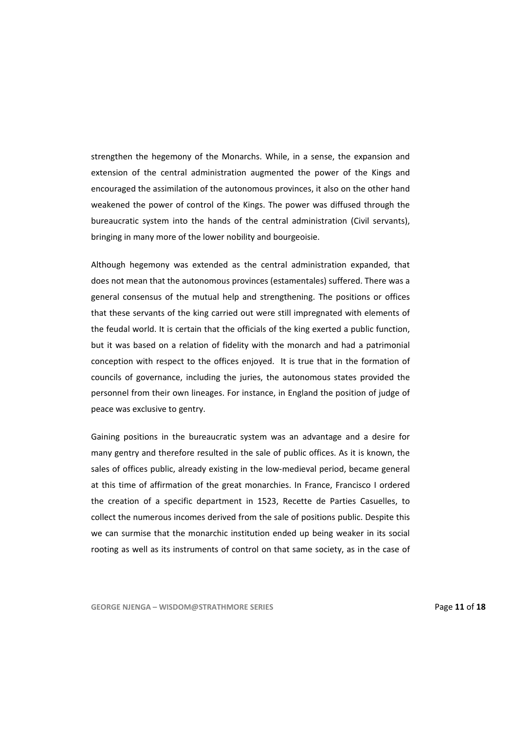strengthen the hegemony of the Monarchs. While, in a sense, the expansion and extension of the central administration augmented the power of the Kings and encouraged the assimilation of the autonomous provinces, it also on the other hand weakened the power of control of the Kings. The power was diffused through the bureaucratic system into the hands of the central administration (Civil servants), bringing in many more of the lower nobility and bourgeoisie.

Although hegemony was extended as the central administration expanded, that does not mean that the autonomous provinces (estamentales) suffered. There was a general consensus of the mutual help and strengthening. The positions or offices that these servants of the king carried out were still impregnated with elements of the feudal world. It is certain that the officials of the king exerted a public function, but it was based on a relation of fidelity with the monarch and had a patrimonial conception with respect to the offices enjoyed. It is true that in the formation of councils of governance, including the juries, the autonomous states provided the personnel from their own lineages. For instance, in England the position of judge of peace was exclusive to gentry.

Gaining positions in the bureaucratic system was an advantage and a desire for many gentry and therefore resulted in the sale of public offices. As it is known, the sales of offices public, already existing in the low-medieval period, became general at this time of affirmation of the great monarchies. In France, Francisco I ordered the creation of a specific department in 1523, Recette de Parties Casuelles, to collect the numerous incomes derived from the sale of positions public. Despite this we can surmise that the monarchic institution ended up being weaker in its social rooting as well as its instruments of control on that same society, as in the case of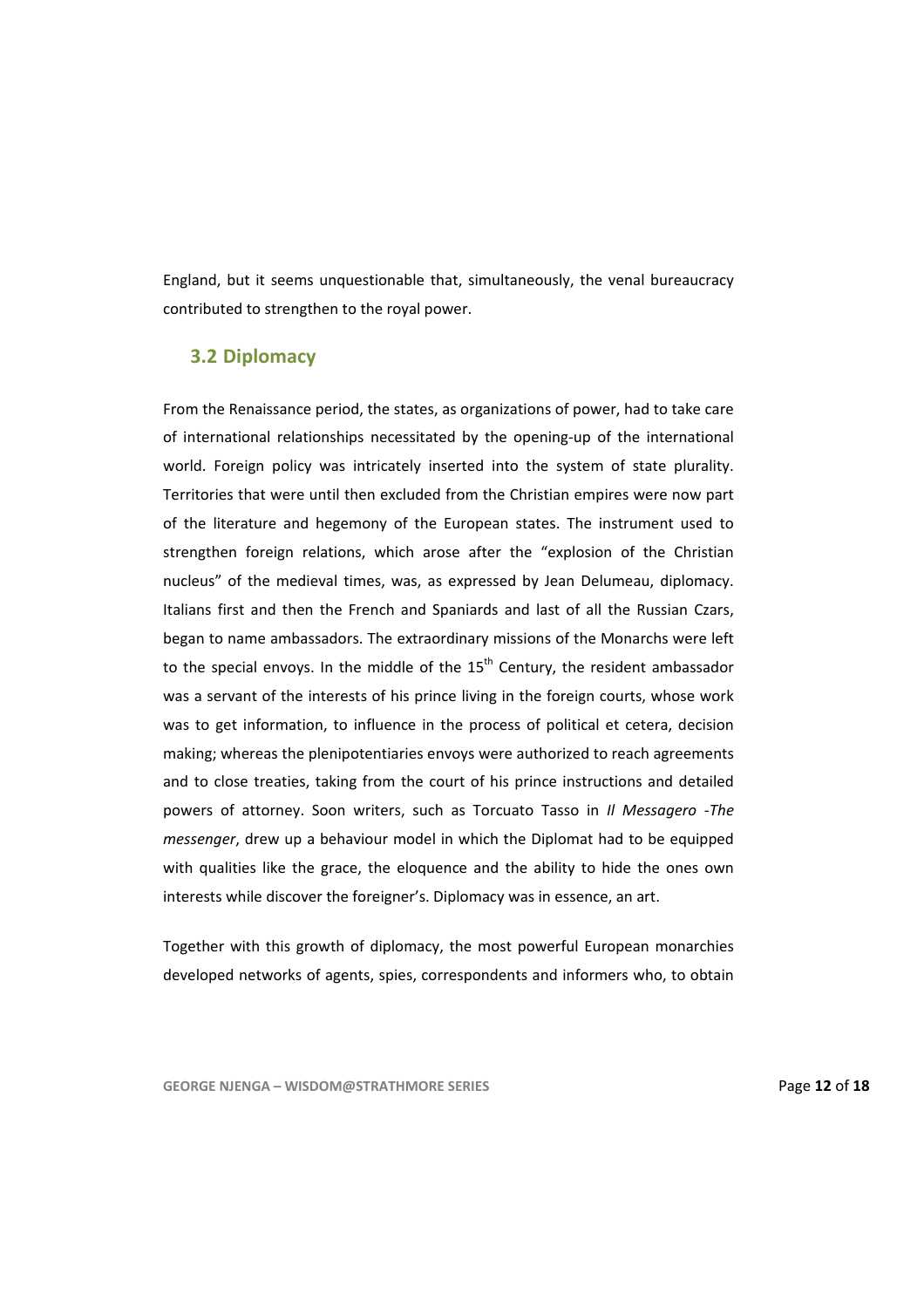England, but it seems unquestionable that, simultaneously, the venal bureaucracy contributed to strengthen to the royal power.

## 3.2 Diplomacy

From the Renaissance period, the states, as organizations of power, had to take care of international relationships necessitated by the opening-up of the international world. Foreign policy was intricately inserted into the system of state plurality. Territories that were until then excluded from the Christian empires were now part of the literature and hegemony of the European states. The instrument used to strengthen foreign relations, which arose after the "explosion of the Christian nucleus" of the medieval times, was, as expressed by Jean Delumeau, diplomacy. Italians first and then the French and Spaniards and last of all the Russian Czars, began to name ambassadors. The extraordinary missions of the Monarchs were left to the special envoys. In the middle of the 15th Century, the resident ambassador was a servant of the interests of his prince living in the foreign courts, whose work was to get information, to influence in the process of political et cetera, decision making; whereas the plenipotentiaries envoys were authorized to reach agreements and to close treaties, taking from the court of his prince instructions and detailed powers of attorney. Soon writers, such as Torcuato Tasso in *Il Messagero -The messenger*, drew up a behaviour model in which the Diplomat had to be equipped with qualities like the grace, the eloquence and the ability to hide the ones own interests while discover the foreigner's. Diplomacy was in essence, an art.

Together with this growth of diplomacy, the most powerful European monarchies developed networks of agents, spies, correspondents and informers who, to obtain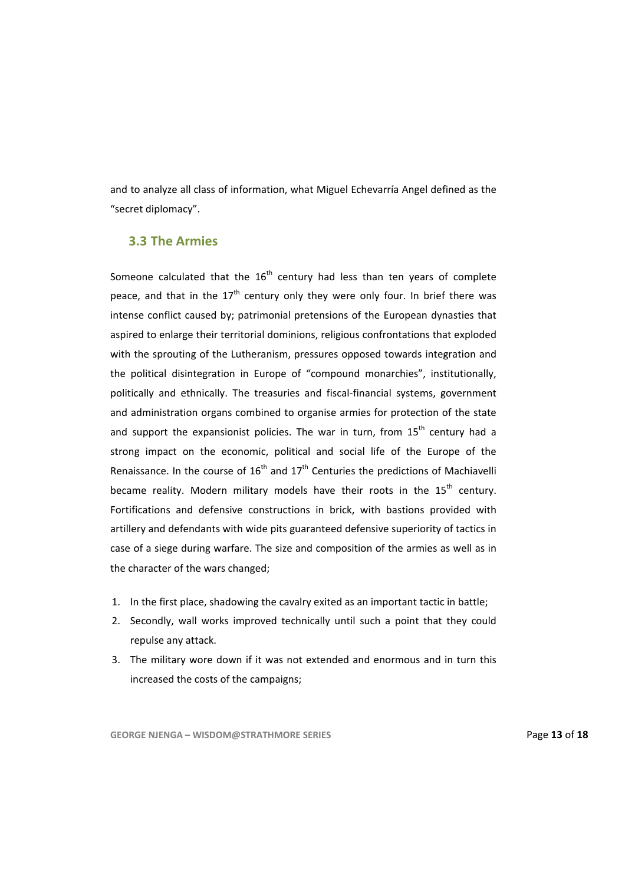and to analyze all class of information, what Miguel Echevarría Angel defined as the "secret diplomacy".

### 3.3 The Armies

Someone calculated that the $16^{th}$ century had less than ten years of complete peace, and that in the $17^{th}$ century only they were only four. In brief there was intense conflict caused by; patrimonial pretensions of the European dynasties that aspired to enlarge their territorial dominions, religious confrontations that exploded with the sprouting of the Lutheranism, pressures opposed towards integration and the political disintegration in Europe of "compound monarchies", institutionally, politically and ethnically. The treasuries and fiscal-financial systems, government and administration organs combined to organise armies for protection of the state and support the expansionist policies. The war in turn, from $15^{th}$ century had a strong impact on the economic, political and social life of the Europe of the Renaissance. In the course of $16^{th}$ and $17^{th}$ Centuries the predictions of Machiavelli became reality. Modern military models have their roots in the $15^{th}$ century. Fortifications and defensive constructions in brick, with bastions provided with artillery and defendants with wide pits guaranteed defensive superiority of tactics in case of a siege during warfare. The size and composition of the armies as well as in the character of the wars changed;

1. In the first place, shadowing the cavalry exited as an important tactic in battle;
2. Secondly, wall works improved technically until such a point that they could repulse any attack.
3. The military wore down if it was not extended and enormous and in turn this increased the costs of the campaigns;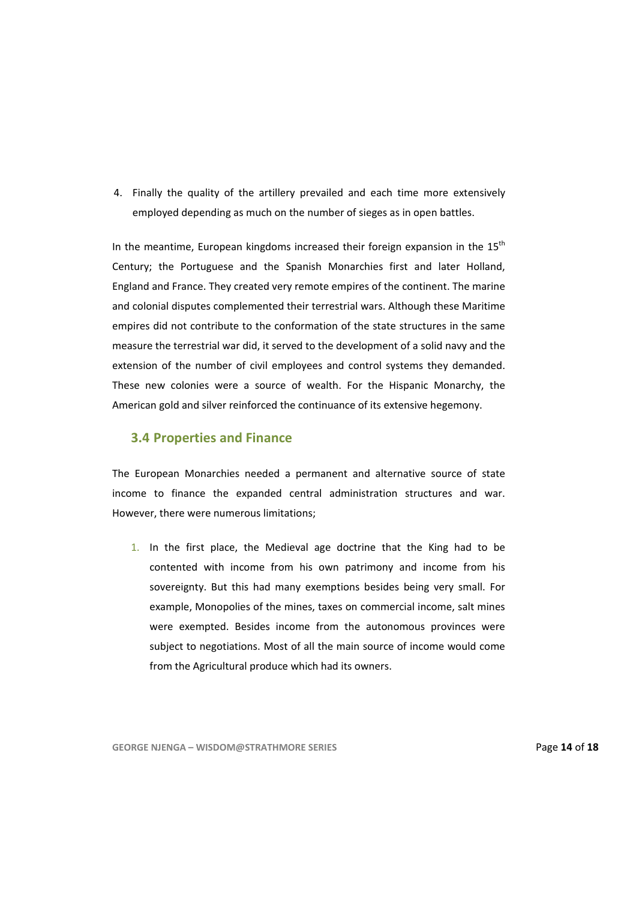4. Finally the quality of the artillery prevailed and each time more extensively employed depending as much on the number of sieges as in open battles.

In the meantime, European kingdoms increased their foreign expansion in the 15th Century; the Portuguese and the Spanish Monarchies first and later Holland, England and France. They created very remote empires of the continent. The marine and colonial disputes complemented their terrestrial wars. Although these Maritime empires did not contribute to the conformation of the state structures in the same measure the terrestrial war did, it served to the development of a solid navy and the extension of the number of civil employees and control systems they demanded. These new colonies were a source of wealth. For the Hispanic Monarchy, the American gold and silver reinforced the continuance of its extensive hegemony.

### 3.4 Properties and Finance

The European Monarchies needed a permanent and alternative source of state income to finance the expanded central administration structures and war. However, there were numerous limitations;

1. In the first place, the Medieval age doctrine that the King had to be contented with income from his own patrimony and income from his sovereignty. But this had many exemptions besides being very small. For example, Monopolies of the mines, taxes on commercial income, salt mines were exempted. Besides income from the autonomous provinces were subject to negotiations. Most of all the main source of income would come from the Agricultural produce which had its owners.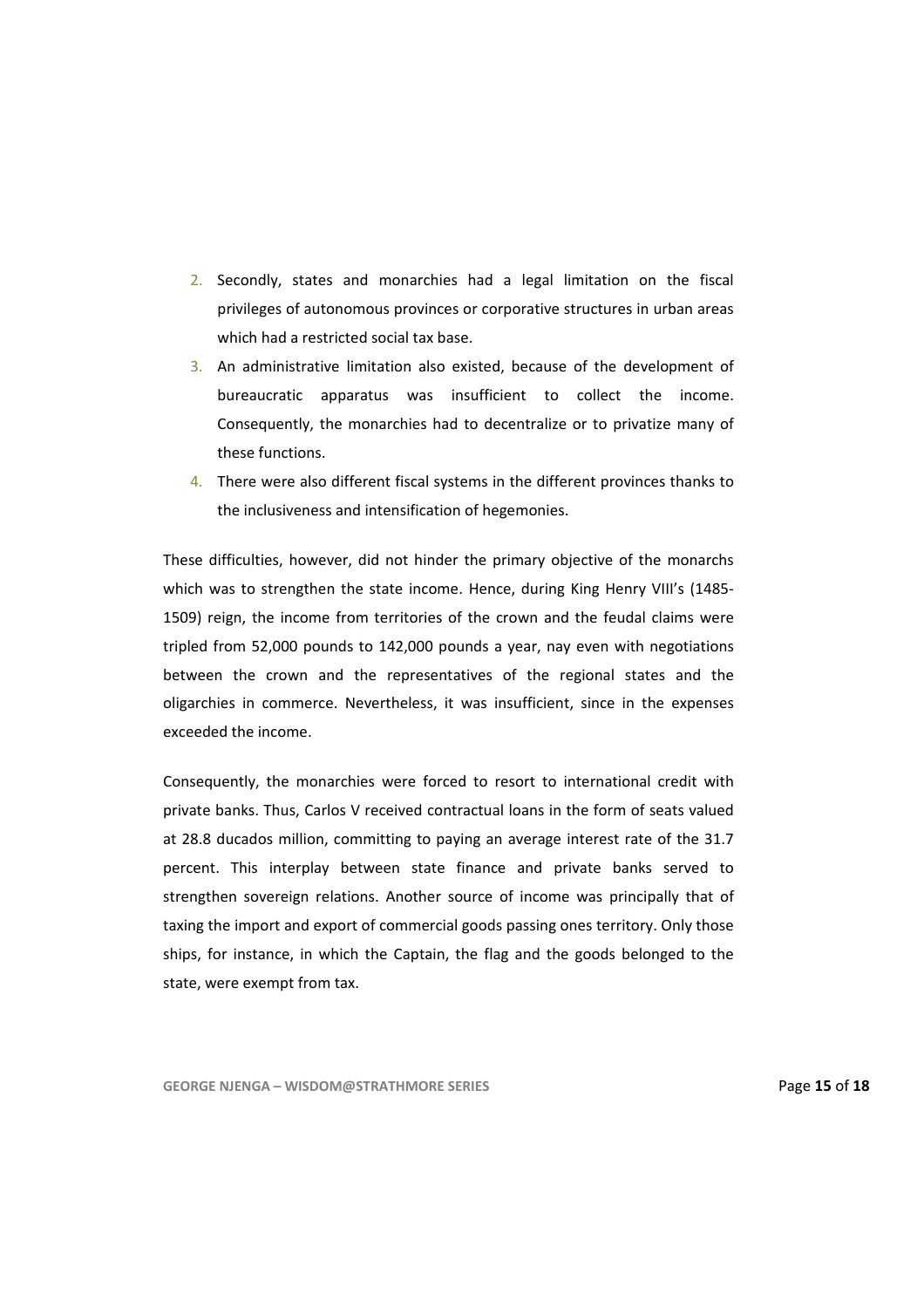2. Secondly, states and monarchies had a legal limitation on the fiscal privileges of autonomous provinces or corporative structures in urban areas which had a restricted social tax base.
3. An administrative limitation also existed, because of the development of bureaucratic apparatus was insufficient to collect the income. Consequently, the monarchies had to decentralize or to privatize many of these functions.
4. There were also different fiscal systems in the different provinces thanks to the inclusiveness and intensification of hegemonies.

These difficulties, however, did not hinder the primary objective of the monarchs which was to strengthen the state income. Hence, during King Henry VIII's (1485-1509) reign, the income from territories of the crown and the feudal claims were tripled from 52,000 pounds to 142,000 pounds a year, nay even with negotiations between the crown and the representatives of the regional states and the oligarchies in commerce. Nevertheless, it was insufficient, since in the expenses exceeded the income.

Consequently, the monarchies were forced to resort to international credit with private banks. Thus, Carlos V received contractual loans in the form of seats valued at 28.8 ducados million, committing to paying an average interest rate of the 31.7 percent. This interplay between state finance and private banks served to strengthen sovereign relations. Another source of income was principally that of taxing the import and export of commercial goods passing ones territory. Only those ships, for instance, in which the Captain, the flag and the goods belonged to the state, were exempt from tax.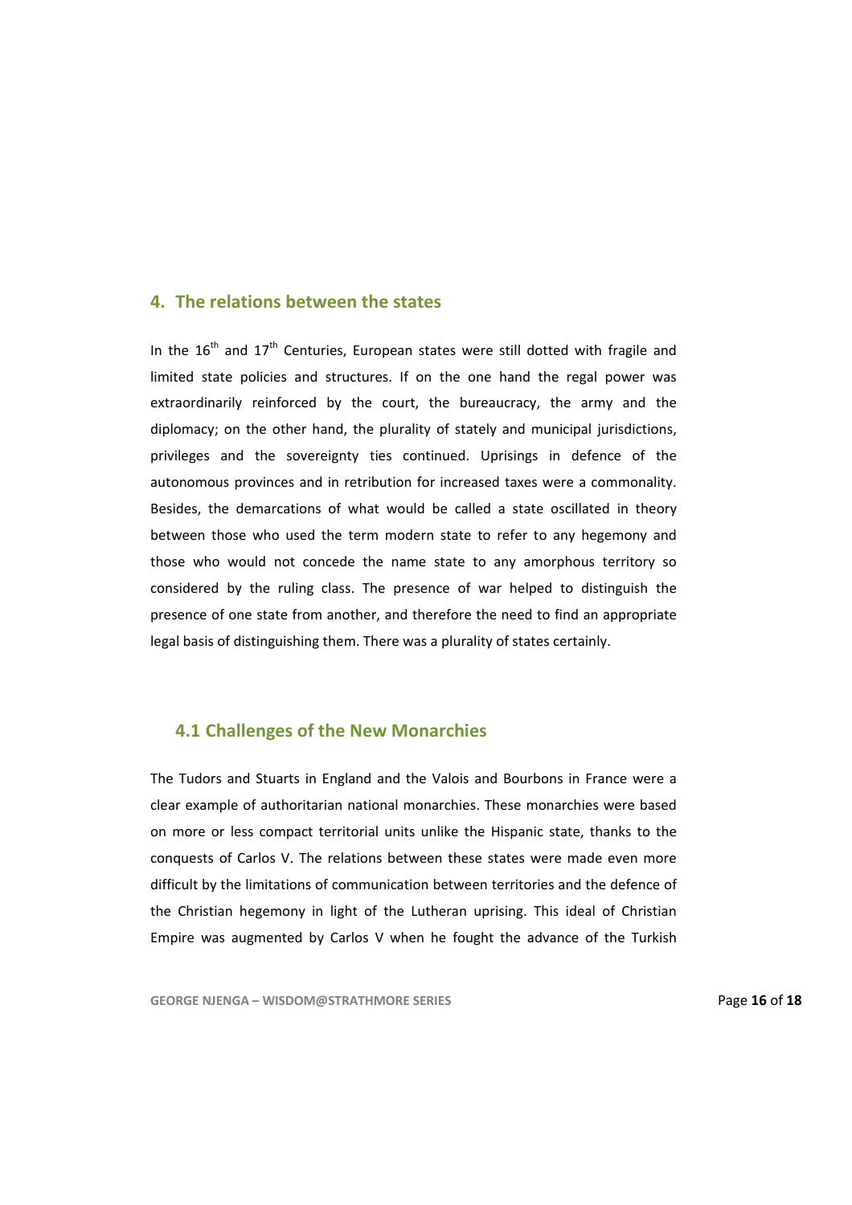## 4. The relations between the states

In the 16th and 17th Centuries, European states were still dotted with fragile and limited state policies and structures. If on the one hand the regal power was extraordinarily reinforced by the court, the bureaucracy, the army and the diplomacy; on the other hand, the plurality of stately and municipal jurisdictions, privileges and the sovereignty ties continued. Uprisings in defence of the autonomous provinces and in retribution for increased taxes were a commonality. Besides, the demarcations of what would be called a state oscillated in theory between those who used the term modern state to refer to any hegemony and those who would not concede the name state to any amorphous territory so considered by the ruling class. The presence of war helped to distinguish the presence of one state from another, and therefore the need to find an appropriate legal basis of distinguishing them. There was a plurality of states certainly.

### 4.1 Challenges of the New Monarchies

The Tudors and Stuarts in England and the Valois and Bourbons in France were a clear example of authoritarian national monarchies. These monarchies were based on more or less compact territorial units unlike the Hispanic state, thanks to the conquests of Carlos V. The relations between these states were made even more difficult by the limitations of communication between territories and the defence of the Christian hegemony in light of the Lutheran uprising. This ideal of Christian Empire was augmented by Carlos V when he fought the advance of the Turkish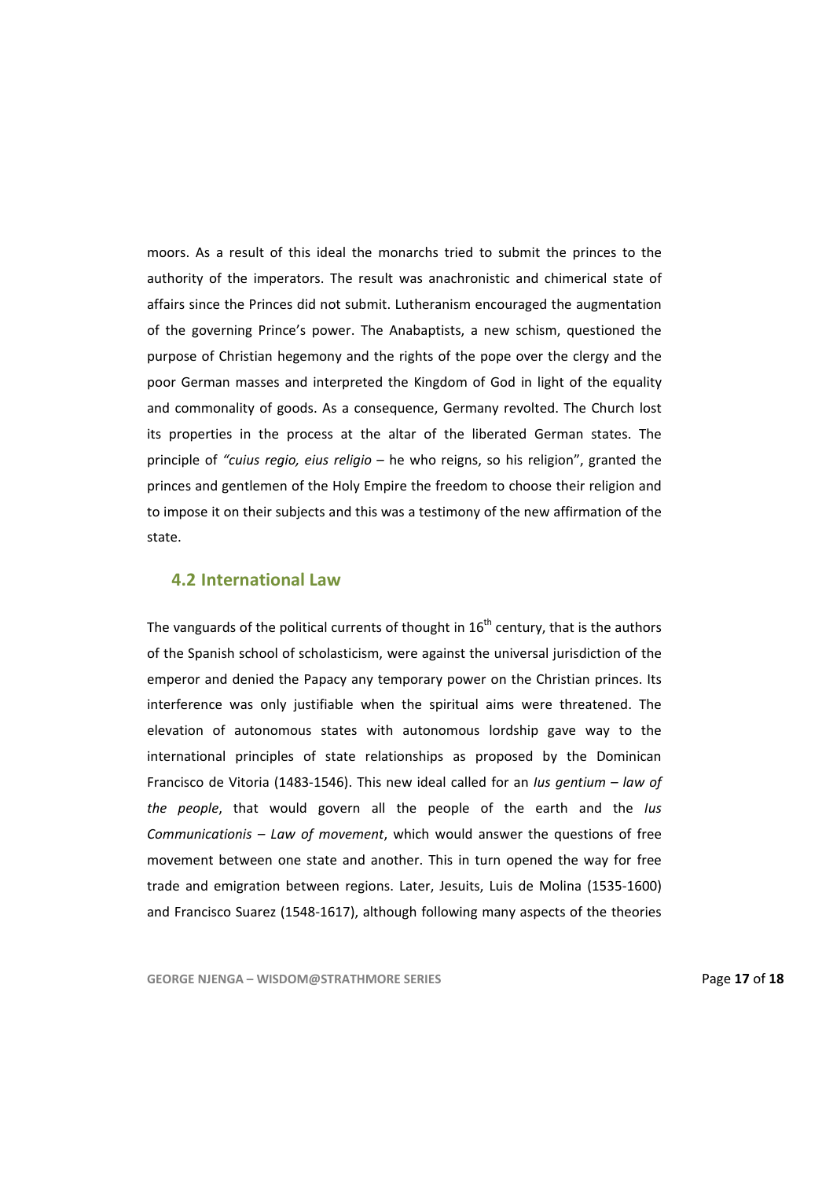moors. As a result of this ideal the monarchs tried to submit the princes to the authority of the imperators. The result was anachronistic and chimerical state of affairs since the Princes did not submit. Lutheranism encouraged the augmentation of the governing Prince's power. The Anabaptists, a new schism, questioned the purpose of Christian hegemony and the rights of the pope over the clergy and the poor German masses and interpreted the Kingdom of God in light of the equality and commonality of goods. As a consequence, Germany revolted. The Church lost its properties in the process at the altar of the liberated German states. The principle of *"cuius regio, eius religio* – he who reigns, so his religion", granted the princes and gentlemen of the Holy Empire the freedom to choose their religion and to impose it on their subjects and this was a testimony of the new affirmation of the state.

## 4.2 International Law

The vanguards of the political currents of thought in 16th century, that is the authors of the Spanish school of scholasticism, were against the universal jurisdiction of the emperor and denied the Papacy any temporary power on the Christian princes. Its interference was only justifiable when the spiritual aims were threatened. The elevation of autonomous states with autonomous lordship gave way to the international principles of state relationships as proposed by the Dominican Francisco de Vitoria (1483-1546). This new ideal called for an *Ius gentium – law of the people*, that would govern all the people of the earth and the *Ius Communicationis – Law of movement*, which would answer the questions of free movement between one state and another. This in turn opened the way for free trade and emigration between regions. Later, Jesuits, Luis de Molina (1535-1600) and Francisco Suarez (1548-1617), although following many aspects of the theories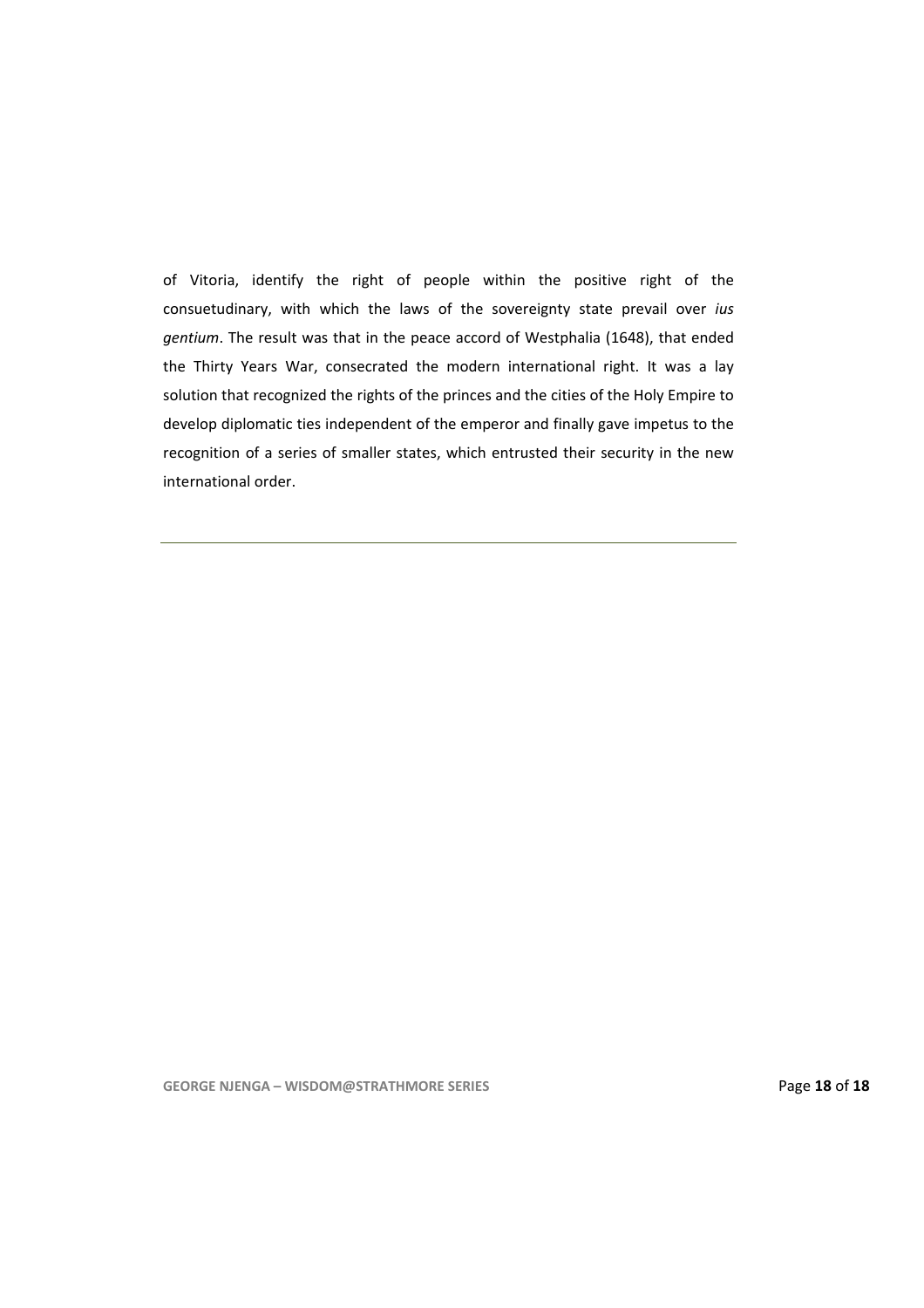of Vitoria, identify the right of people within the positive right of the consuetudinary, with which the laws of the sovereignty state prevail over *ius gentium*. The result was that in the peace accord of Westphalia (1648), that ended the Thirty Years War, consecrated the modern international right. It was a lay solution that recognized the rights of the princes and the cities of the Holy Empire to develop diplomatic ties independent of the emperor and finally gave impetus to the recognition of a series of smaller states, which entrusted their security in the new international order.

---